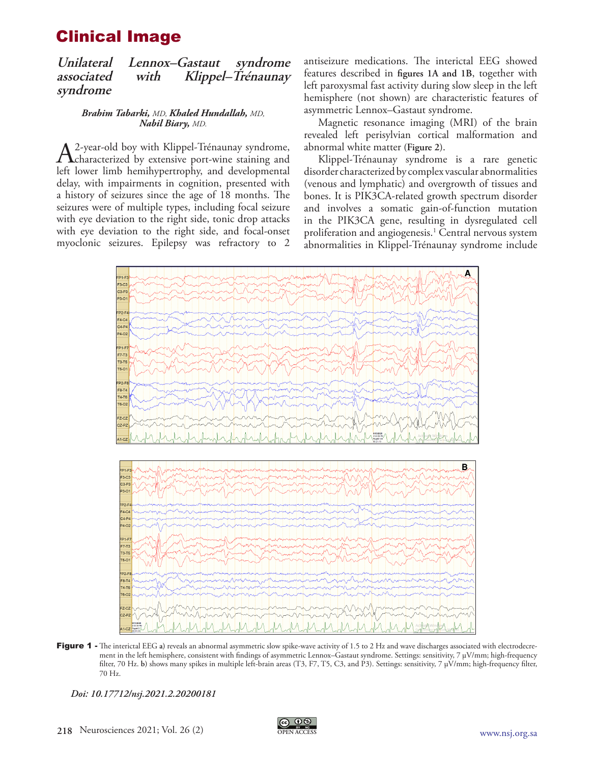# Clinical Image

## *Unilateral Lennox–Gastaut syndrome associated with Klippel–Trénaunay syndrome*

***Brahim Tabarki,*** *MD,* ***Khaled Hundallah,*** *MD,* ***Nabil Biary,*** *MD.*

A 2-year-old boy with Klippel-Trénaunay syndrome, characterized by extensive port-wine staining and left lower limb hemihypertrophy, and developmental delay, with impairments in cognition, presented with a history of seizures since the age of 18 months. The seizures were of multiple types, including focal seizure with eye deviation to the right side, tonic drop attacks with eye deviation to the right side, and focal-onset myoclonic seizures. Epilepsy was refractory to 2 antiseizure medications. The interictal EEG showed features described in **figures 1A and 1B**, together with left paroxysmal fast activity during slow sleep in the left hemisphere (not shown) are characteristic features of asymmetric Lennox–Gastaut syndrome.

Magnetic resonance imaging (MRI) of the brain revealed left perisylvian cortical malformation and abnormal white matter (**Figure 2**).

Klippel-Trénaunay syndrome is a rare genetic disorder characterized by complex vascular abnormalities (venous and lymphatic) and overgrowth of tissues and bones. It is PIK3CA-related growth spectrum disorder and involves a somatic gain-of-function mutation in the PIK3CA gene, resulting in dysregulated cell proliferation and angiogenesis.[1] Central nervous system abnormalities in Klippel-Trénaunay syndrome include

**Figure 1 -** The interictal EEG **a**) reveals an abnormal asymmetric slow spike-wave activity of 1.5 to 2 Hz and wave discharges associated with electrodecrement in the left hemisphere, consistent with findings of asymmetric Lennox–Gastaut syndrome. Settings: sensitivity, 7 µV/mm; high-frequency filter, 70 Hz. **b**) shows many spikes in multiple left-brain areas (T3, F7, T5, C3, and P3). Settings: sensitivity, 7 µV/mm; high-frequency filter, 70 Hz.

*Doi: 10.17712/nsj.2021.2.20200181*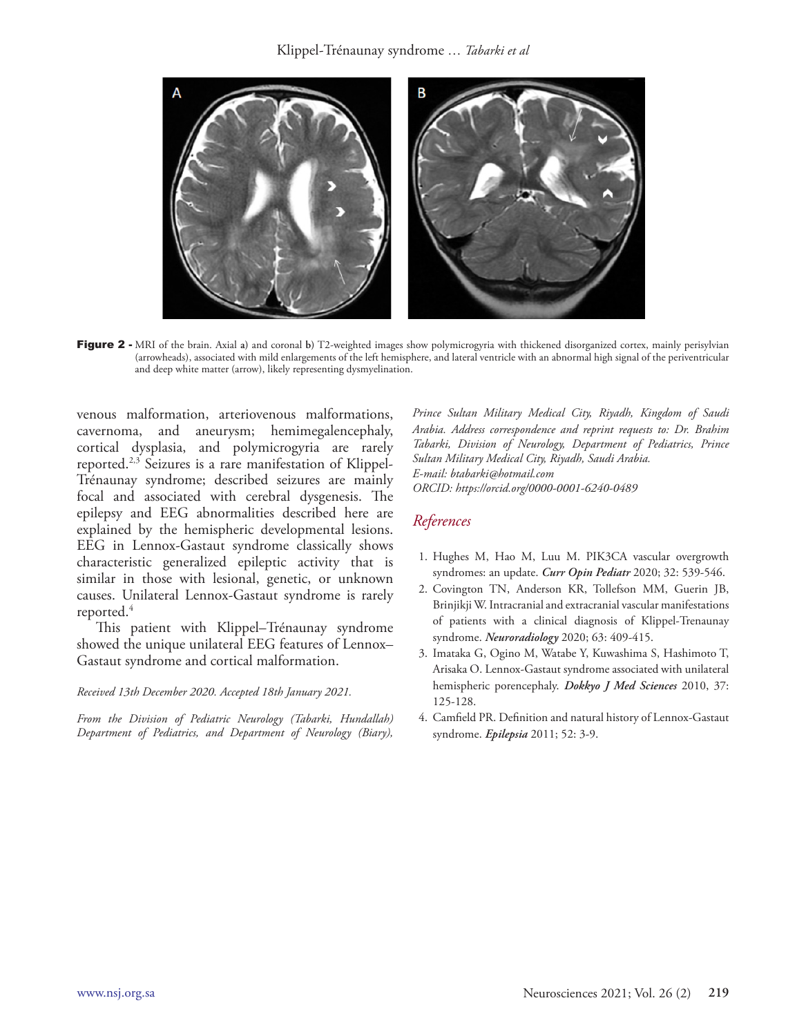**Figure 2 -** MRI of the brain. Axial **a)** and coronal **b)** T2-weighted images show polymicrogyria with thickened disorganized cortex, mainly perisylvian (arrowheads), associated with mild enlargements of the left hemisphere, and lateral ventricle with an abnormal high signal of the periventricular and deep white matter (arrow), likely representing dysmyelination.

venous malformation, arteriovenous malformations, cavernoma, and aneurysm; hemimegalencephaly, cortical dysplasia, and polymicrogyria are rarely reported.[2,3] Seizures is a rare manifestation of Klippel-Trénaunay syndrome; described seizures are mainly focal and associated with cerebral dysgenesis. The epilepsy and EEG abnormalities described here are explained by the hemispheric developmental lesions. EEG in Lennox-Gastaut syndrome classically shows characteristic generalized epileptic activity that is similar in those with lesional, genetic, or unknown causes. Unilateral Lennox-Gastaut syndrome is rarely reported.[4]

This patient with Klippel–Trénaunay syndrome showed the unique unilateral EEG features of Lennox–Gastaut syndrome and cortical malformation.

*Received 13th December 2020. Accepted 18th January 2021.*

*From the Division of Pediatric Neurology (Tabarki, Hundallah) Department of Pediatrics, and Department of Neurology (Biary), Prince Sultan Military Medical City, Riyadh, Kingdom of Saudi Arabia. Address correspondence and reprint requests to: Dr. Brahim Tabarki, Division of Neurology, Department of Pediatrics, Prince Sultan Military Medical City, Riyadh, Saudi Arabia.*
*E-mail: btabarki@hotmail.com*
*ORCID: https://orcid.org/0000-0001-6240-0489*

## References

1. Hughes M, Hao M, Luu M. PIK3CA vascular overgrowth syndromes: an update. ***Curr Opin Pediatr*** 2020; 32: 539-546.
2. Covington TN, Anderson KR, Tollefson MM, Guerin JB, Brinjikji W. Intracranial and extracranial vascular manifestations of patients with a clinical diagnosis of Klippel-Trenaunay syndrome. ***Neuroradiology*** 2020; 63: 409-415.
3. Imataka G, Ogino M, Watabe Y, Kuwashima S, Hashimoto T, Arisaka O. Lennox-Gastaut syndrome associated with unilateral hemispheric porencephaly. ***Dokkyo J Med Sciences*** 2010, 37: 125-128.
4. Camfield PR. Definition and natural history of Lennox-Gastaut syndrome. ***Epilepsia*** 2011; 52: 3-9.